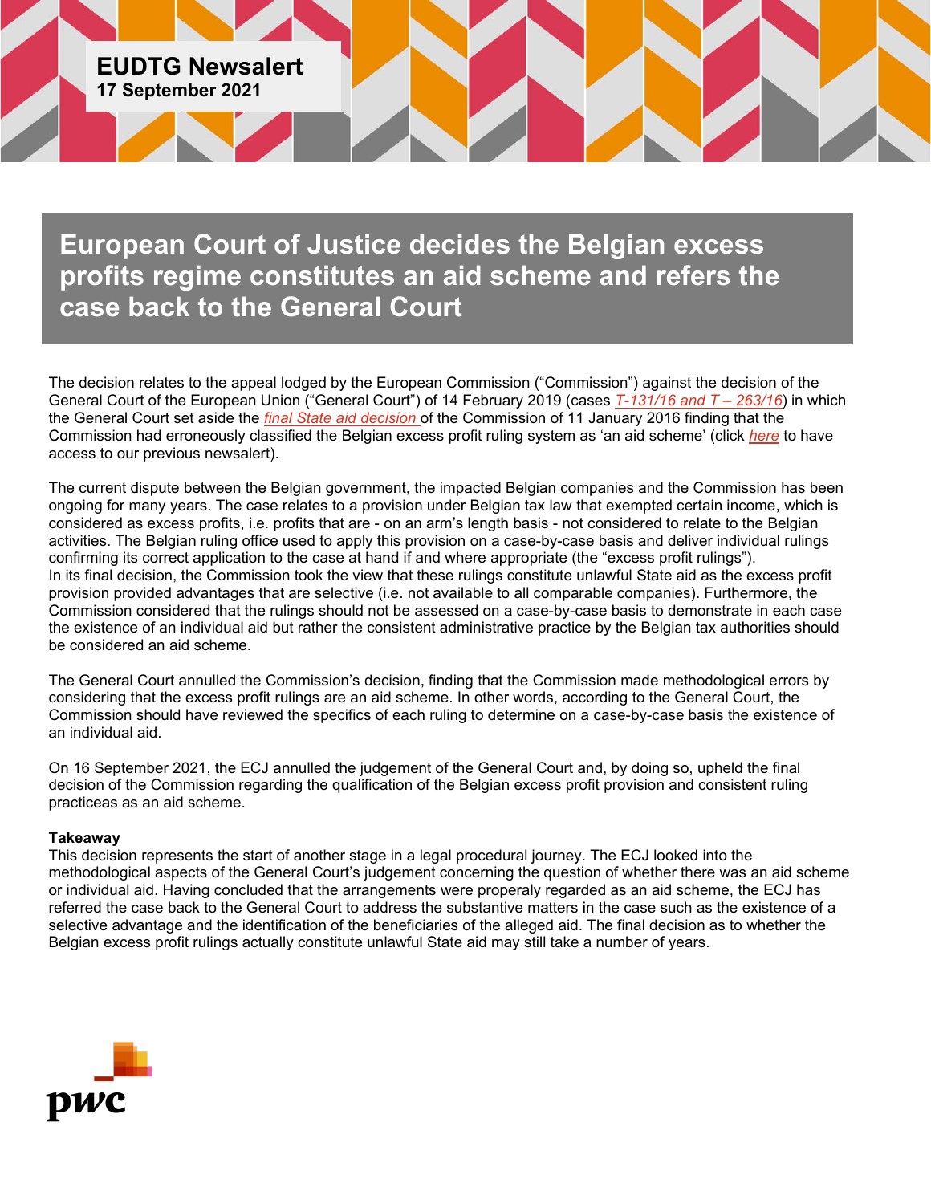**EUDTG Newsalert**
**17 September 2021**

# European Court of Justice decides the Belgian excess profits regime constitutes an aid scheme and refers the case back to the General Court

The decision relates to the appeal lodged by the European Commission ("Commission") against the decision of the General Court of the European Union ("General Court") of 14 February 2019 (cases *T-131/16 and T – 263/16*) in which the General Court set aside the *final State aid decision* of the Commission of 11 January 2016 finding that the Commission had erroneously classified the Belgian excess profit ruling system as 'an aid scheme' (click *here* to have access to our previous newsalert).

The current dispute between the Belgian government, the impacted Belgian companies and the Commission has been ongoing for many years. The case relates to a provision under Belgian tax law that exempted certain income, which is considered as excess profits, i.e. profits that are - on an arm's length basis - not considered to relate to the Belgian activities. The Belgian ruling office used to apply this provision on a case-by-case basis and deliver individual rulings confirming its correct application to the case at hand if and where appropriate (the "excess profit rulings").
In its final decision, the Commission took the view that these rulings constitute unlawful State aid as the excess profit provision provided advantages that are selective (i.e. not available to all comparable companies). Furthermore, the Commission considered that the rulings should not be assessed on a case-by-case basis to demonstrate in each case the existence of an individual aid but rather the consistent administrative practice by the Belgian tax authorities should be considered an aid scheme.

The General Court annulled the Commission's decision, finding that the Commission made methodological errors by considering that the excess profit rulings are an aid scheme. In other words, according to the General Court, the Commission should have reviewed the specifics of each ruling to determine on a case-by-case basis the existence of an individual aid.

On 16 September 2021, the ECJ annulled the judgement of the General Court and, by doing so, upheld the final decision of the Commission regarding the qualification of the Belgian excess profit provision and consistent ruling practiceas as an aid scheme.

**Takeaway**
This decision represents the start of another stage in a legal procedural journey. The ECJ looked into the methodological aspects of the General Court's judgement concerning the question of whether there was an aid scheme or individual aid. Having concluded that the arrangements were properaly regarded as an aid scheme, the ECJ has referred the case back to the General Court to address the substantive matters in the case such as the existence of a selective advantage and the identification of the beneficiaries of the alleged aid. The final decision as to whether the Belgian excess profit rulings actually constitute unlawful State aid may still take a number of years.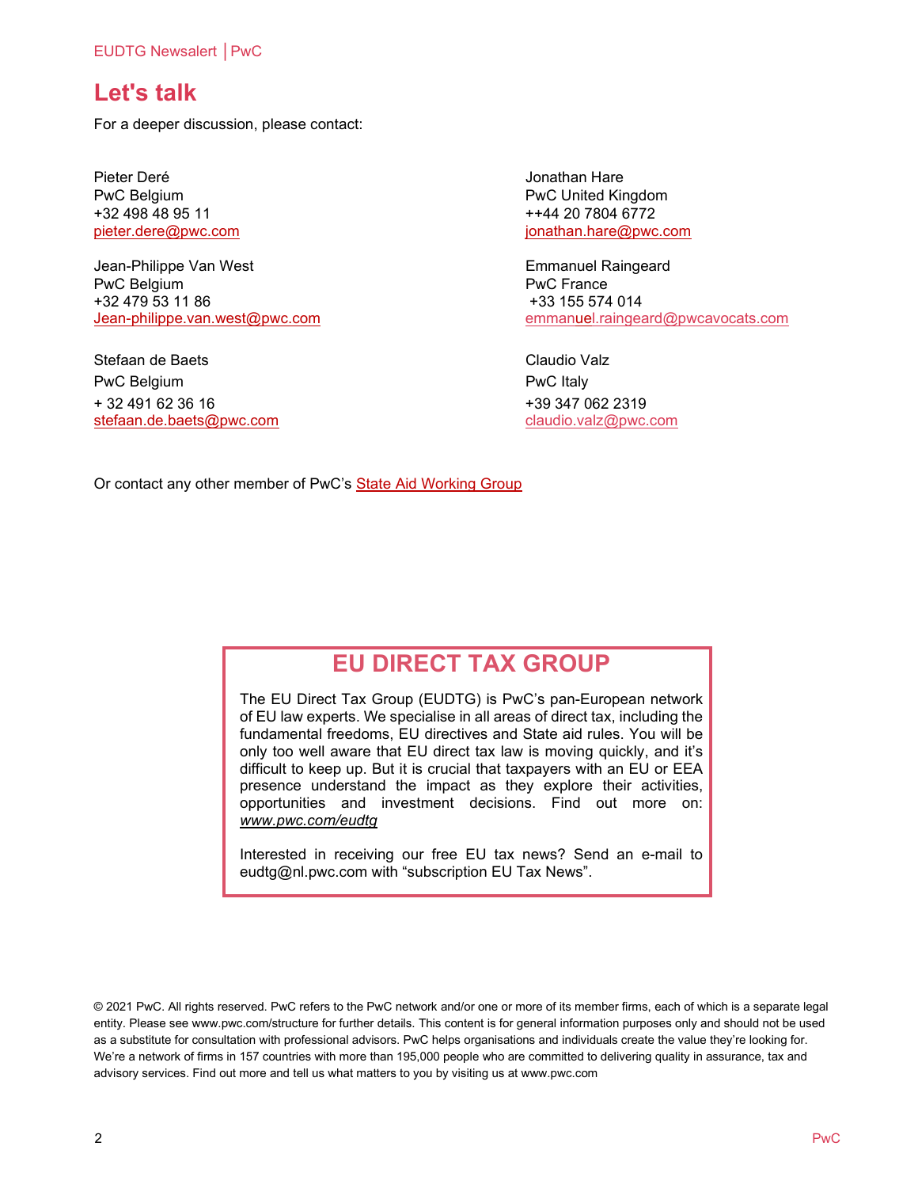## Let's talk

For a deeper discussion, please contact:

Pieter Deré
PwC Belgium
+32 498 48 95 11
pieter.dere@pwc.com

Jean-Philippe Van West
PwC Belgium
+32 479 53 11 86
Jean-philippe.van.west@pwc.com

Stefaan de Baets
PwC Belgium
+ 32 491 62 36 16
stefaan.de.baets@pwc.com

Jonathan Hare
PwC United Kingdom
++44 20 7804 6772
jonathan.hare@pwc.com

Emmanuel Raingeard
PwC France
+33 155 574 014
emmanuel.raingeard@pwcavocats.com

Claudio Valz
PwC Italy
+39 347 062 2319
claudio.valz@pwc.com

Or contact any other member of PwC's State Aid Working Group

## EU DIRECT TAX GROUP

The EU Direct Tax Group (EUDTG) is PwC's pan-European network of EU law experts. We specialise in all areas of direct tax, including the fundamental freedoms, EU directives and State aid rules. You will be only too well aware that EU direct tax law is moving quickly, and it's difficult to keep up. But it is crucial that taxpayers with an EU or EEA presence understand the impact as they explore their activities, opportunities and investment decisions. Find out more on: *www.pwc.com/eudtg*

Interested in receiving our free EU tax news? Send an e-mail to eudtg@nl.pwc.com with "subscription EU Tax News".

© 2021 PwC. All rights reserved. PwC refers to the PwC network and/or one or more of its member firms, each of which is a separate legal entity. Please see www.pwc.com/structure for further details. This content is for general information purposes only and should not be used as a substitute for consultation with professional advisors. PwC helps organisations and individuals create the value they're looking for. We're a network of firms in 157 countries with more than 195,000 people who are committed to delivering quality in assurance, tax and advisory services. Find out more and tell us what matters to you by visiting us at www.pwc.com